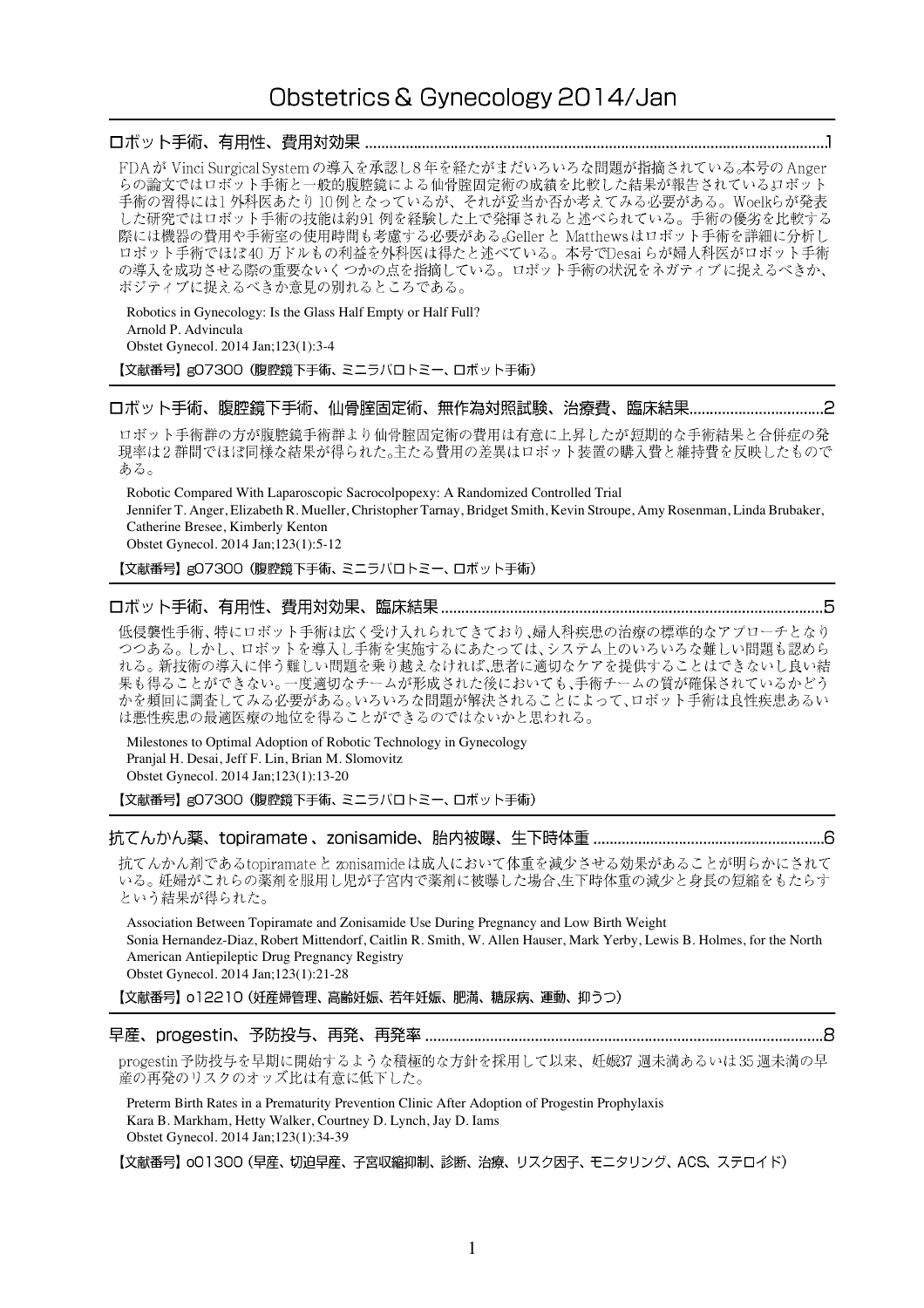# Obstetrics & Gynecology 2014/Jan

## ロボット手術、有用性、費用対効果 ....................1

FDAが Vinci Surgical System の導入を承認し8年を経たがまだいろいろな問題が指摘されている。本号のAngerらの論文ではロボット手術と一般的腹腔鏡による仙骨腟固定術の成績を比較した結果が報告されている。ロボット手術の習得には1外科医あたり10例となっているが、それが妥当か否か考えてみる必要がある。Woelkらが発表した研究ではロボット手術の技能は約91例を経験した上で発揮されると述べられている。手術の優劣を比較する際には機器の費用や手術室の使用時間も考慮する必要がある。GellerとMatthewsはロボット手術を詳細に分析しロボット手術でほぼ40万ドルもの利益を外科医は得たと述べている。本号でDesaiらが婦人科医がロボット手術の導入を成功させる際の重要ないくつかの点を指摘している。ロボット手術の状況をネガティブに捉えるべきか、ポジティブに捉えるべきか意見の別れるところである。

Robotics in Gynecology: Is the Glass Half Empty or Half Full?
Arnold P. Advincula
Obstet Gynecol. 2014 Jan;123(1):3-4

【文献番号】g07300（腹腔鏡下手術、ミニラパロトミー、ロボット手術）

## ロボット手術、腹腔鏡下手術、仙骨腟固定術、無作為対照試験、治療費、臨床結果....................2

ロボット手術群の方が腹腔鏡手術群より仙骨固定術の費用は有意に上昇したが短期的な手術結果と合併症の発現率は2群間でほぼ同様な結果が得られた。主たる費用の差異はロボット装置の購入費と維持費を反映したものである。

Robotic Compared With Laparoscopic Sacrocolpopexy: A Randomized Controlled Trial
Jennifer T. Anger, Elizabeth R. Mueller, Christopher Tarnay, Bridget Smith, Kevin Stroupe, Amy Rosenman, Linda Brubaker, Catherine Bresee, Kimberly Kenton
Obstet Gynecol. 2014 Jan;123(1):5-12

【文献番号】g07300（腹腔鏡下手術、ミニラパロトミー、ロボット手術）

## ロボット手術、有用性、費用対効果、臨床結果....................5

低侵襲性手術、特にロボット手術は広く受け入れられてきており、婦人科疾患の治療の標準的なアプローチとなりつつある。しかし、ロボットを導入し手術を実施するにあたっては、システム上のいろいろな難しい問題も認められる。新技術の導入に伴う難しい問題を乗り越えなければ、患者に適切なケアを提供することはできないし良い結果も得ることができない。一度適切なチームが形成された後においても、手術チームの質が確保されているかどうかを頻回に調査してみる必要がある。いろいろな問題が解決されることによって、ロボット手術は良性疾患あるいは悪性疾患の最適医療の地位を得ることができるのではないかと思われる。

Milestones to Optimal Adoption of Robotic Technology in Gynecology
Pranjal H. Desai, Jeff F. Lin, Brian M. Slomovitz
Obstet Gynecol. 2014 Jan;123(1):13-20

【文献番号】g07300（腹腔鏡下手術、ミニラパロトミー、ロボット手術）

## 抗てんかん薬、topiramate、zonisamide、胎内被曝、生下時体重....................6

抗てんかん剤であるtopiramateとzonisamideは成人において体重を減少させる効果があることが明らかにされている。妊婦がこれらの薬剤を服用し児が子宮内で薬剤に被曝した場合、生下時体重の減少と身長の短縮をもたらすという結果が得られた。

Association Between Topiramate and Zonisamide Use During Pregnancy and Low Birth Weight
Sonia Hernandez-Diaz, Robert Mittendorf, Caitlin R. Smith, W. Allen Hauser, Mark Yerby, Lewis B. Holmes, for the North American Antiepileptic Drug Pregnancy Registry
Obstet Gynecol. 2014 Jan;123(1):21-28

【文献番号】o12210（妊産婦管理、高齢妊娠、若年妊娠、肥満、糖尿病、運動、抑うつ）

## 早産、progestin、予防投与、再発、再発率....................8

progestin予防投与を早期に開始するような積極的な方針を採用して以来、妊娠37週未満あるいは35週未満の早産の再発のリスクのオッズ比は有意に低下した。

Preterm Birth Rates in a Prematurity Prevention Clinic After Adoption of Progestin Prophylaxis
Kara B. Markham, Hetty Walker, Courtney D. Lynch, Jay D. Iams
Obstet Gynecol. 2014 Jan;123(1):34-39

【文献番号】o01300（早産、切迫早産、子宮収縮抑制、診断、治療、リスク因子、モニタリング、ACS、ステロイド）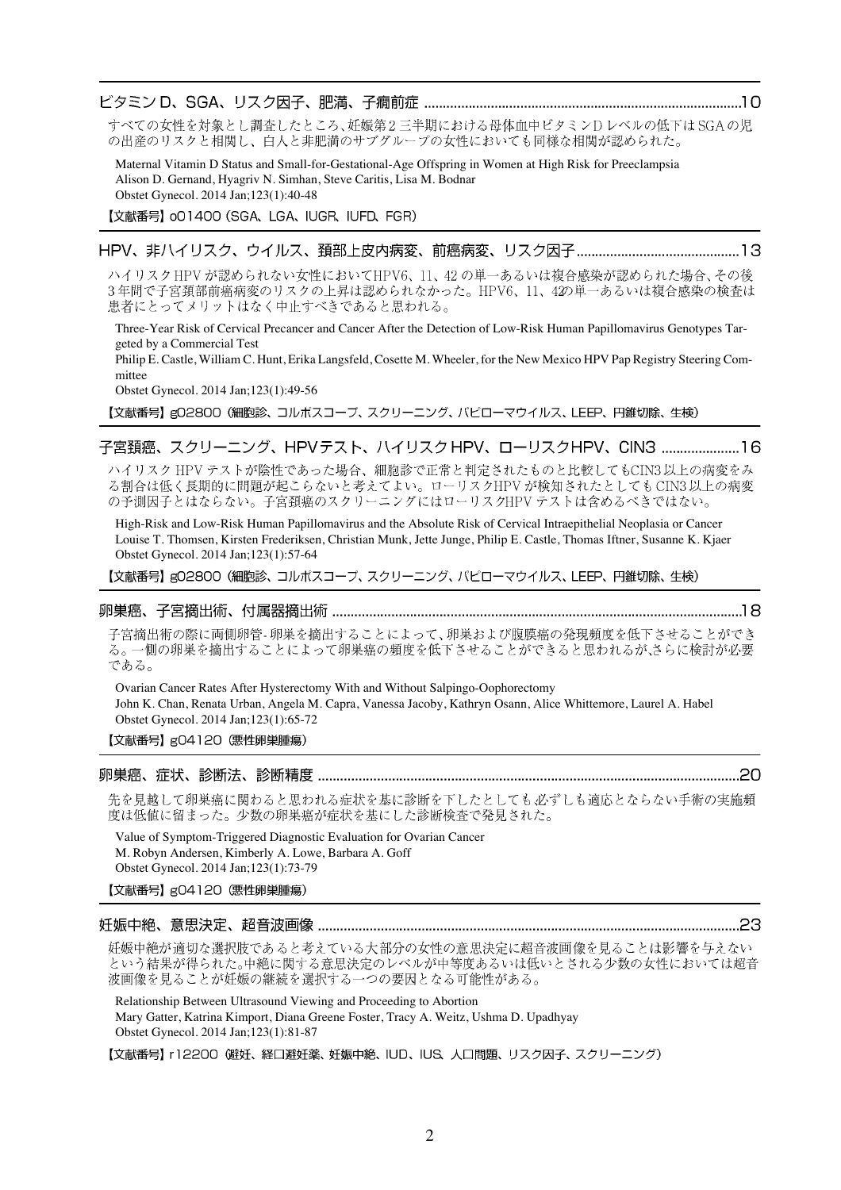## ビタミンD、SGA、リスク因子、肥満、子癇前症 ....................................................................................10

すべての女性を対象とし調査したところ、妊娠第2三半期における母体血中ビタミンDレベルの低下はSGAの児の出産のリスクと相関し、白人と非肥満のサブグループの女性においても同様な相関が認められた。

Maternal Vitamin D Status and Small-for-Gestational-Age Offspring in Women at High Risk for Preeclampsia
Alison D. Gernand, Hyagriv N. Simhan, Steve Caritis, Lisa M. Bodnar
Obstet Gynecol. 2014 Jan;123(1):40-48

【文献番号】o01400（SGA、LGA、IUGR、IUFD、FGR）

## HPV、非ハイリスク、ウイルス、頚部上皮内病変、前癌病変、リスク因子............................................13

ハイリスクHPVが認められない女性においてHPV6、11、42の単一あるいは複合感染が認められた場合、その後3年間で子宮頚部前癌病変のリスクの上昇は認められなかった。HPV6、11、42の単一あるいは複合感染の検査は患者にとってメリットはなく中止すべきであると思われる。

Three-Year Risk of Cervical Precancer and Cancer After the Detection of Low-Risk Human Papillomavirus Genotypes Targeted by a Commercial Test
Philip E. Castle, William C. Hunt, Erika Langsfeld, Cosette M. Wheeler, for the New Mexico HPV Pap Registry Steering Committee
Obstet Gynecol. 2014 Jan;123(1):49-56

【文献番号】g02800（細胞診、コルポスコープ、スクリーニング、パピローマウイルス、LEEP、円錐切除、生検）

## 子宮頚癌、スクリーニング、HPVテスト、ハイリスクHPV、ローリスクHPV、CIN3 .....................16

ハイリスクHPVテストが陰性であった場合、細胞診で正常と判定されたものと比較してもCIN3以上の病変をみる割合は低く長期的に問題が起こらないと考えてよい。ローリスクHPVが検知されたとしてもCIN3以上の病変の予測因子とはならない。子宮頚癌のスクリーニングにはローリスクHPVテストは含めるべきではない。

High-Risk and Low-Risk Human Papillomavirus and the Absolute Risk of Cervical Intraepithelial Neoplasia or Cancer
Louise T. Thomsen, Kirsten Frederiksen, Christian Munk, Jette Junge, Philip E. Castle, Thomas Iftner, Susanne K. Kjaer
Obstet Gynecol. 2014 Jan;123(1):57-64

【文献番号】g02800（細胞診、コルポスコープ、スクリーニング、パピローマウイルス、LEEP、円錐切除、生検）

## 卵巣癌、子宮摘出術、付属器摘出術 ..............................................................................................................18

子宮摘出術の際に両側卵管-卵巣を摘出することによって、卵巣および腹膜癌の発現頻度を低下させることができる。一側の卵巣を摘出することによって卵巣癌の頻度を低下させることができると思われるが,さらに検討が必要である。

Ovarian Cancer Rates After Hysterectomy With and Without Salpingo-Oophorectomy
John K. Chan, Renata Urban, Angela M. Capra, Vanessa Jacoby, Kathryn Osann, Alice Whittemore, Laurel A. Habel
Obstet Gynecol. 2014 Jan;123(1):65-72

【文献番号】g04120（悪性卵巣腫瘍）

## 卵巣癌、症状、診断法、診断精度 ..................................................................................................................20

先を見越して卵巣癌に関わると思われる症状を基に診断を下したとしても必ずしも適応とならない手術の実施頻度は低値に留まった。少数の卵巣癌が症状を基にした診断検査で発見された。

Value of Symptom-Triggered Diagnostic Evaluation for Ovarian Cancer
M. Robyn Andersen, Kimberly A. Lowe, Barbara A. Goff
Obstet Gynecol. 2014 Jan;123(1):73-79

【文献番号】g04120（悪性卵巣腫瘍）

## 妊娠中絶、意思決定、超音波画像 ..................................................................................................................23

妊娠中絶が適切な選択肢であると考えている大部分の女性の意思決定に超音波画像を見ることは影響を与えないという結果が得られた。中絶に関する意思決定のレベルが中等度あるいは低いとされる少数の女性においては超音波画像を見ることが妊娠の継続を選択する一つの要因となる可能性がある。

Relationship Between Ultrasound Viewing and Proceeding to Abortion
Mary Gatter, Katrina Kimport, Diana Greene Foster, Tracy A. Weitz, Ushma D. Upadhyay
Obstet Gynecol. 2014 Jan;123(1):81-87

【文献番号】r12200（避妊、経口避妊薬、妊娠中絶、IUD、IUS、人口問題、リスク因子、スクリーニング）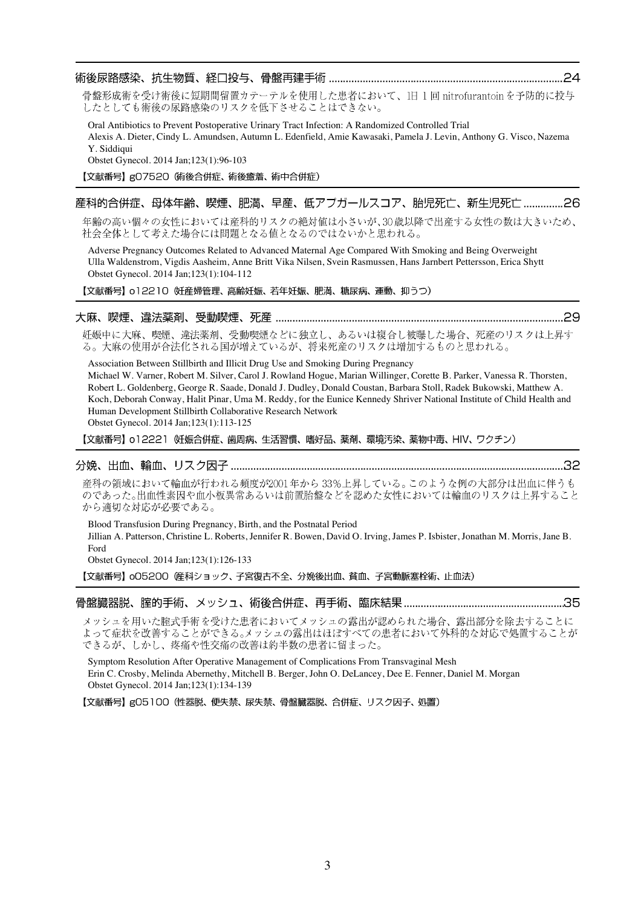## 術後尿路感染、抗生物質、経口投与、骨盤再建手術 ..................24

骨盤形成術を受け術後に短期間留置カテーテルを使用した患者において、1日 1 回 nitrofurantoin を予防的に投与したとしても術後の尿路感染のリスクを低下させることはできない。

Oral Antibiotics to Prevent Postoperative Urinary Tract Infection: A Randomized Controlled Trial
Alexis A. Dieter, Cindy L. Amundsen, Autumn L. Edenfield, Amie Kawasaki, Pamela J. Levin, Anthony G. Visco, Nazema Y. Siddiqui
Obstet Gynecol. 2014 Jan;123(1):96-103

【文献番号】g07520（術後合併症、術後癒着、術中合併症）

## 産科的合併症、母体年齢、喫煙、肥満、早産、低アプガールスコア、胎児死亡、新生児死亡 ..............26

年齢の高い個々の女性においては産科的リスクの絶対値は小さいが、30歳以降で出産する女性の数は大きいため、社会全体として考えた場合には問題となる値となるのではないかと思われる。

Adverse Pregnancy Outcomes Related to Advanced Maternal Age Compared With Smoking and Being Overweight
Ulla Waldenstrom, Vigdis Aasheim, Anne Britt Vika Nilsen, Svein Rasmussen, Hans Jarnbert Pettersson, Erica Shytt
Obstet Gynecol. 2014 Jan;123(1):104-112

【文献番号】o12210（妊産婦管理、高齢妊娠、若年妊娠、肥満、糖尿病、運動、抑うつ）

## 大麻、喫煙、違法薬剤、受動喫煙、死産 ..................29

妊娠中に大麻、喫煙、違法薬剤、受動喫煙などに独立し、あるいは複合し被曝した場合、死産のリスクは上昇する。大麻の使用が合法化される国が増えているが、将来死産のリスクは増加するものと思われる。

Association Between Stillbirth and Illicit Drug Use and Smoking During Pregnancy
Michael W. Varner, Robert M. Silver, Carol J. Rowland Hogue, Marian Willinger, Corette B. Parker, Vanessa R. Thorsten, Robert L. Goldenberg, George R. Saade, Donald J. Dudley, Donald Coustan, Barbara Stoll, Radek Bukowski, Matthew A. Koch, Deborah Conway, Halit Pinar, Uma M. Reddy, for the Eunice Kennedy Shriver National Institute of Child Health and Human Development Stillbirth Collaborative Research Network
Obstet Gynecol. 2014 Jan;123(1):113-125

【文献番号】o12221（妊娠合併症、歯周病、生活習慣、嗜好品、薬剤、環境汚染、薬物中毒、HIV、ワクチン）

## 分娩、出血、輸血、リスク因子 ..................32

産科の領域において輸血が行われる頻度が2001年から 33%上昇している。このような例の大部分は出血に伴うものであった。出血性素因や血小板異常あるいは前置胎盤などを認めた女性においては輸血のリスクは上昇することから適切な対応が必要である。

Blood Transfusion During Pregnancy, Birth, and the Postnatal Period
Jillian A. Patterson, Christine L. Roberts, Jennifer R. Bowen, David O. Irving, James P. Isbister, Jonathan M. Morris, Jane B. Ford
Obstet Gynecol. 2014 Jan;123(1):126-133

【文献番号】o05200（産科ショック、子宮復古不全、分娩後出血、貧血、子宮動脈塞栓術、止血法）

## 骨盤臓器脱、腟的手術、メッシュ、術後合併症、再手術、臨床結果 ..................35

メッシュを用いた腟式手術を受けた患者においてメッシュの露出が認められた場合、露出部分を除去することによって症状を改善することができる。メッシュの露出はほぼすべての患者において外科的な対応で処置することができるが、しかし、疼痛や性交痛の改善は約半数の患者に留まった。

Symptom Resolution After Operative Management of Complications From Transvaginal Mesh
Erin C. Crosby, Melinda Abernethy, Mitchell B. Berger, John O. DeLancey, Dee E. Fenner, Daniel M. Morgan
Obstet Gynecol. 2014 Jan;123(1):134-139

【文献番号】g05100（性器脱、便失禁、尿失禁、骨盤臓器脱、合併症、リスク因子、処置）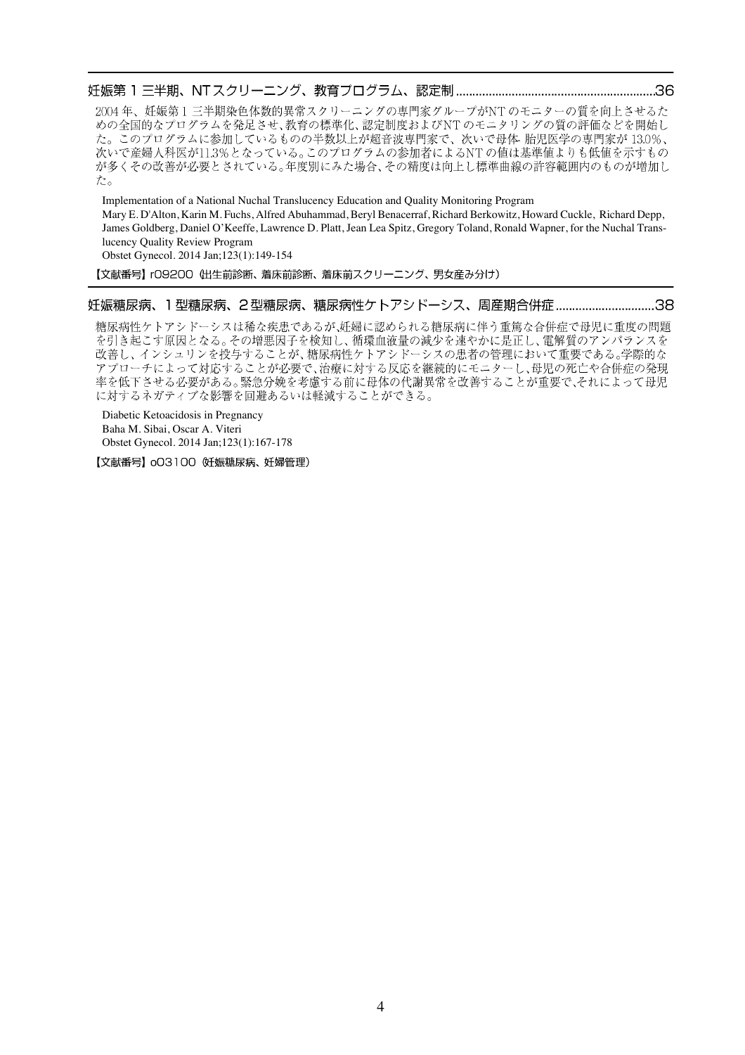## 妊娠第１三半期、NTスクリーニング、教育プログラム、認定制 ............................................................36

2004 年、妊娠第１三半期染色体数的異常スクリーニングの専門家グループがNT のモニターの質を向上させるための全国的なプログラムを発足させ、教育の標準化、認定制度およびNT のモニタリングの質の評価などを開始した。このプログラムに参加しているものの半数以上が超音波専門家で、次いで母体 胎児医学の専門家が 13.0%、次いで産婦人科医が11.3%となっている。このプログラムの参加者によるNT の値は基準値よりも低値を示すものが多くその改善が必要とされている。年度別にみた場合、その精度は向上し標準曲線の許容範囲内のものが増加した。

Implementation of a National Nuchal Translucency Education and Quality Monitoring Program
Mary E. D'Alton, Karin M. Fuchs, Alfred Abuhammad, Beryl Benacerraf, Richard Berkowitz, Howard Cuckle, Richard Depp, James Goldberg, Daniel O'Keeffe, Lawrence D. Platt, Jean Lea Spitz, Gregory Toland, Ronald Wapner, for the Nuchal Translucency Quality Review Program
Obstet Gynecol. 2014 Jan;123(1):149-154

【文献番号】r09200（出生前診断、着床前診断、着床前スクリーニング、男女産み分け）

## 妊娠糖尿病、１型糖尿病、２型糖尿病、糖尿病性ケトアシドーシス、周産期合併症 ..............................38

糖尿病性ケトアシドーシスは稀な疾患であるが,妊婦に認められる糖尿病に伴う重篤な合併症で母児に重度の問題を引き起こす原因となる。その増悪因子を検知し、循環血液量の減少を速やかに是正し、電解質のアンバランスを改善し、インシュリンを投与することが, 糖尿病性ケトアシドーシスの患者の管理において重要である。学際的なアプローチによって対応することが必要で、治療に対する反応を継続的にモニターし、母児の死亡や合併症の発現率を低下させる必要がある。緊急分娩を考慮する前に母体の代謝異常を改善することが重要で,それによって母児に対するネガティブな影響を回避あるいは軽減することができる。

Diabetic Ketoacidosis in Pregnancy
Baha M. Sibai, Oscar A. Viteri
Obstet Gynecol. 2014 Jan;123(1):167-178

【文献番号】o03100（妊娠糖尿病、妊婦管理）